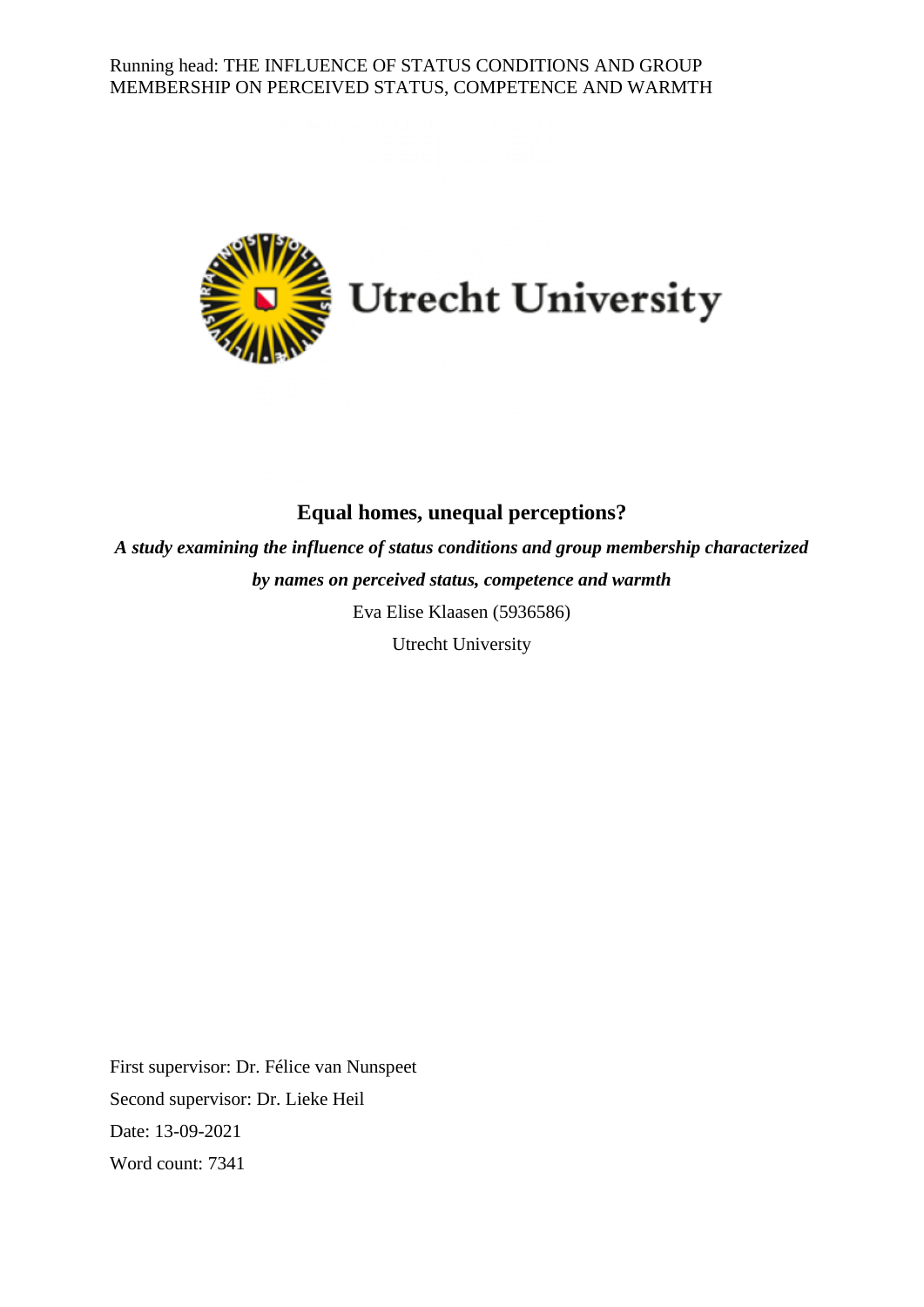# Equal homes, unequal perceptions?

***A study examining the influence of status conditions and group membership characterized by names on perceived status, competence and warmth***

Eva Elise Klaasen (5936586)

Utrecht University

First supervisor: Dr. Félice van Nunspeet

Second supervisor: Dr. Lieke Heil

Date: 13-09-2021

Word count: 7341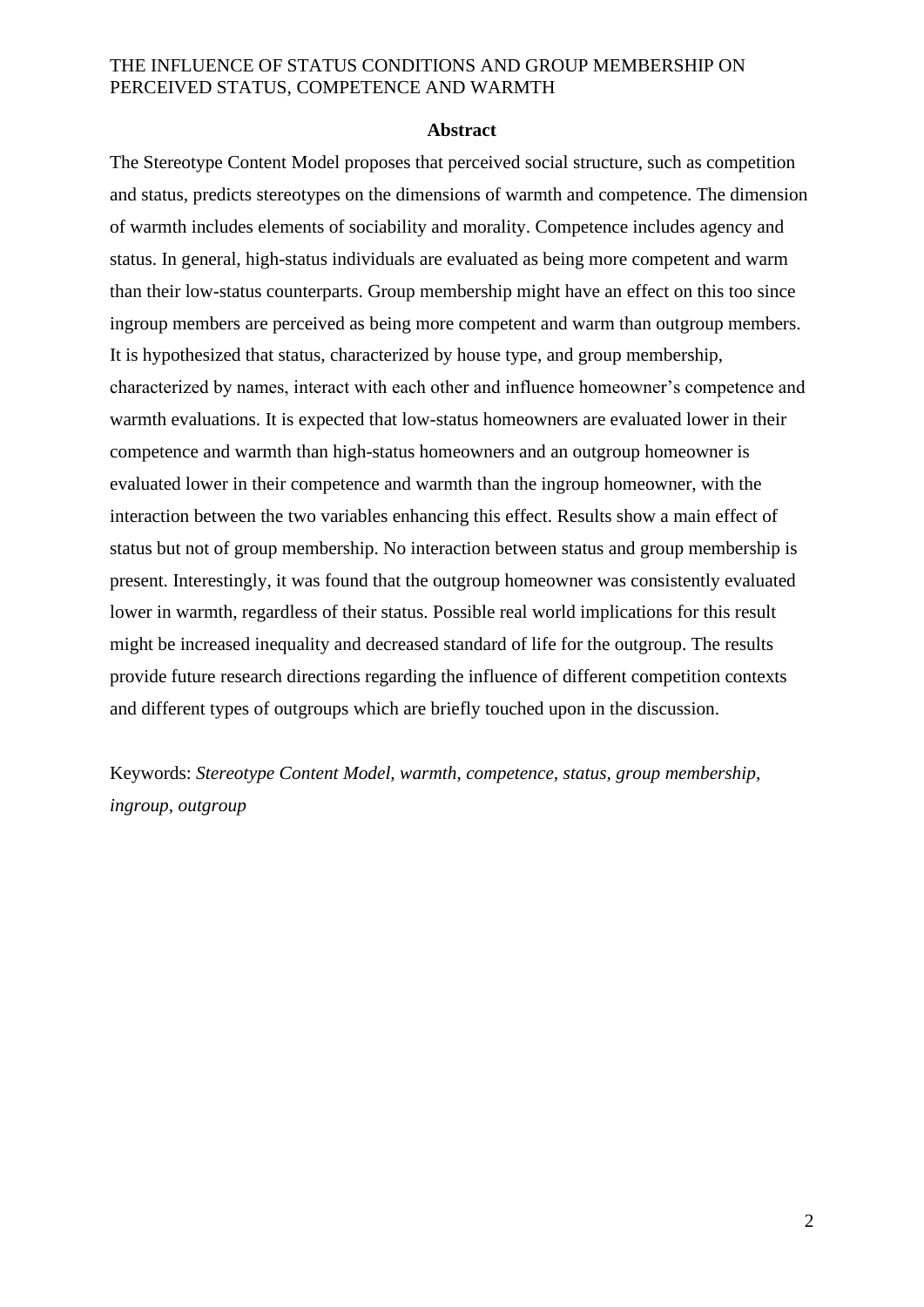## Abstract

The Stereotype Content Model proposes that perceived social structure, such as competition and status, predicts stereotypes on the dimensions of warmth and competence. The dimension of warmth includes elements of sociability and morality. Competence includes agency and status. In general, high-status individuals are evaluated as being more competent and warm than their low-status counterparts. Group membership might have an effect on this too since ingroup members are perceived as being more competent and warm than outgroup members. It is hypothesized that status, characterized by house type, and group membership, characterized by names, interact with each other and influence homeowner's competence and warmth evaluations. It is expected that low-status homeowners are evaluated lower in their competence and warmth than high-status homeowners and an outgroup homeowner is evaluated lower in their competence and warmth than the ingroup homeowner, with the interaction between the two variables enhancing this effect. Results show a main effect of status but not of group membership. No interaction between status and group membership is present. Interestingly, it was found that the outgroup homeowner was consistently evaluated lower in warmth, regardless of their status. Possible real world implications for this result might be increased inequality and decreased standard of life for the outgroup. The results provide future research directions regarding the influence of different competition contexts and different types of outgroups which are briefly touched upon in the discussion.

Keywords: *Stereotype Content Model, warmth, competence, status, group membership, ingroup, outgroup*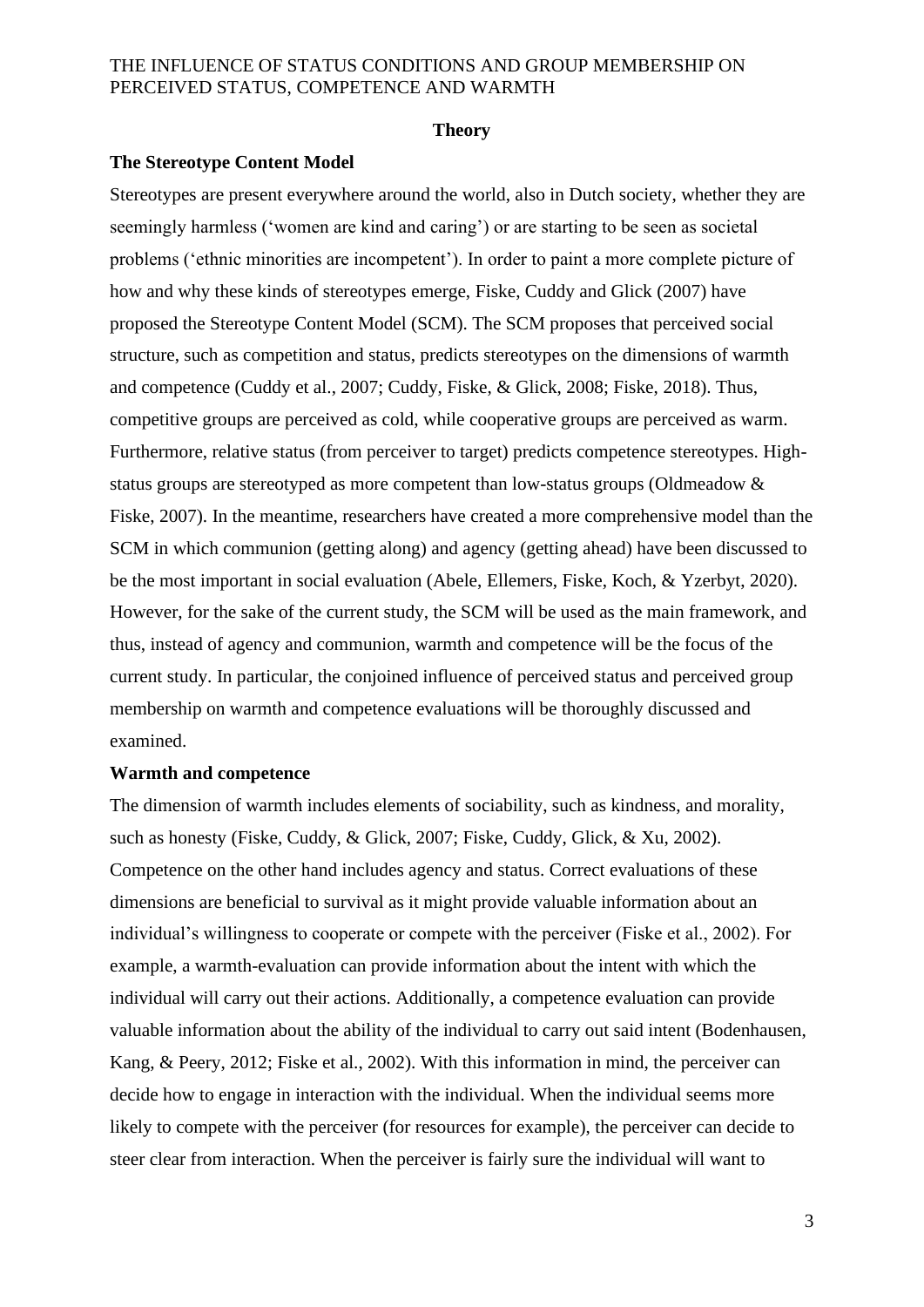## Theory

### The Stereotype Content Model

Stereotypes are present everywhere around the world, also in Dutch society, whether they are seemingly harmless ('women are kind and caring') or are starting to be seen as societal problems ('ethnic minorities are incompetent'). In order to paint a more complete picture of how and why these kinds of stereotypes emerge, Fiske, Cuddy and Glick (2007) have proposed the Stereotype Content Model (SCM). The SCM proposes that perceived social structure, such as competition and status, predicts stereotypes on the dimensions of warmth and competence (Cuddy et al., 2007; Cuddy, Fiske, & Glick, 2008; Fiske, 2018). Thus, competitive groups are perceived as cold, while cooperative groups are perceived as warm. Furthermore, relative status (from perceiver to target) predicts competence stereotypes. High-status groups are stereotyped as more competent than low-status groups (Oldmeadow & Fiske, 2007). In the meantime, researchers have created a more comprehensive model than the SCM in which communion (getting along) and agency (getting ahead) have been discussed to be the most important in social evaluation (Abele, Ellemers, Fiske, Koch, & Yzerbyt, 2020). However, for the sake of the current study, the SCM will be used as the main framework, and thus, instead of agency and communion, warmth and competence will be the focus of the current study. In particular, the conjoined influence of perceived status and perceived group membership on warmth and competence evaluations will be thoroughly discussed and examined.

### Warmth and competence

The dimension of warmth includes elements of sociability, such as kindness, and morality, such as honesty (Fiske, Cuddy, & Glick, 2007; Fiske, Cuddy, Glick, & Xu, 2002). Competence on the other hand includes agency and status. Correct evaluations of these dimensions are beneficial to survival as it might provide valuable information about an individual's willingness to cooperate or compete with the perceiver (Fiske et al., 2002). For example, a warmth-evaluation can provide information about the intent with which the individual will carry out their actions. Additionally, a competence evaluation can provide valuable information about the ability of the individual to carry out said intent (Bodenhausen, Kang, & Peery, 2012; Fiske et al., 2002). With this information in mind, the perceiver can decide how to engage in interaction with the individual. When the individual seems more likely to compete with the perceiver (for resources for example), the perceiver can decide to steer clear from interaction. When the perceiver is fairly sure the individual will want to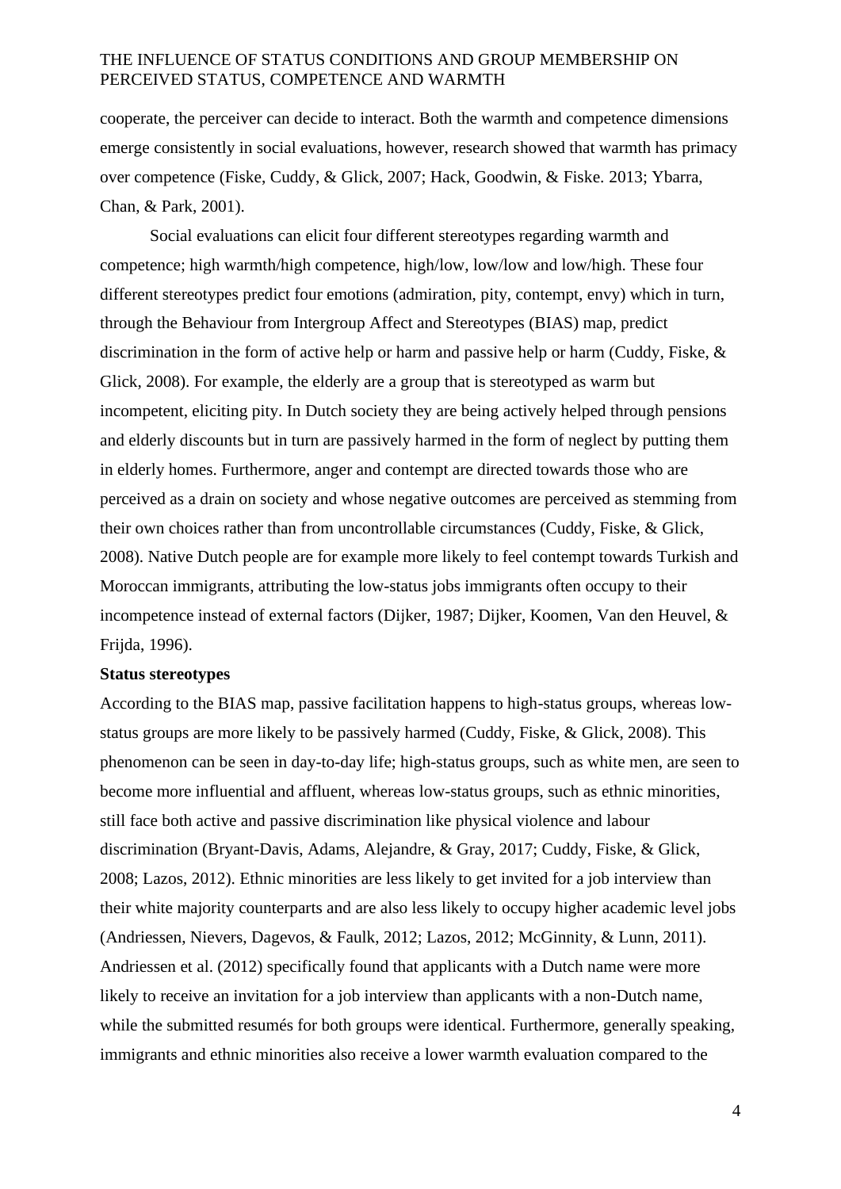cooperate, the perceiver can decide to interact. Both the warmth and competence dimensions emerge consistently in social evaluations, however, research showed that warmth has primacy over competence (Fiske, Cuddy, & Glick, 2007; Hack, Goodwin, & Fiske. 2013; Ybarra, Chan, & Park, 2001).

Social evaluations can elicit four different stereotypes regarding warmth and competence; high warmth/high competence, high/low, low/low and low/high. These four different stereotypes predict four emotions (admiration, pity, contempt, envy) which in turn, through the Behaviour from Intergroup Affect and Stereotypes (BIAS) map, predict discrimination in the form of active help or harm and passive help or harm (Cuddy, Fiske, & Glick, 2008). For example, the elderly are a group that is stereotyped as warm but incompetent, eliciting pity. In Dutch society they are being actively helped through pensions and elderly discounts but in turn are passively harmed in the form of neglect by putting them in elderly homes. Furthermore, anger and contempt are directed towards those who are perceived as a drain on society and whose negative outcomes are perceived as stemming from their own choices rather than from uncontrollable circumstances (Cuddy, Fiske, & Glick, 2008). Native Dutch people are for example more likely to feel contempt towards Turkish and Moroccan immigrants, attributing the low-status jobs immigrants often occupy to their incompetence instead of external factors (Dijker, 1987; Dijker, Koomen, Van den Heuvel, & Frijda, 1996).

**Status stereotypes**

According to the BIAS map, passive facilitation happens to high-status groups, whereas low-status groups are more likely to be passively harmed (Cuddy, Fiske, & Glick, 2008). This phenomenon can be seen in day-to-day life; high-status groups, such as white men, are seen to become more influential and affluent, whereas low-status groups, such as ethnic minorities, still face both active and passive discrimination like physical violence and labour discrimination (Bryant-Davis, Adams, Alejandre, & Gray, 2017; Cuddy, Fiske, & Glick, 2008; Lazos, 2012). Ethnic minorities are less likely to get invited for a job interview than their white majority counterparts and are also less likely to occupy higher academic level jobs (Andriessen, Nievers, Dagevos, & Faulk, 2012; Lazos, 2012; McGinnity, & Lunn, 2011). Andriessen et al. (2012) specifically found that applicants with a Dutch name were more likely to receive an invitation for a job interview than applicants with a non-Dutch name, while the submitted resumés for both groups were identical. Furthermore, generally speaking, immigrants and ethnic minorities also receive a lower warmth evaluation compared to the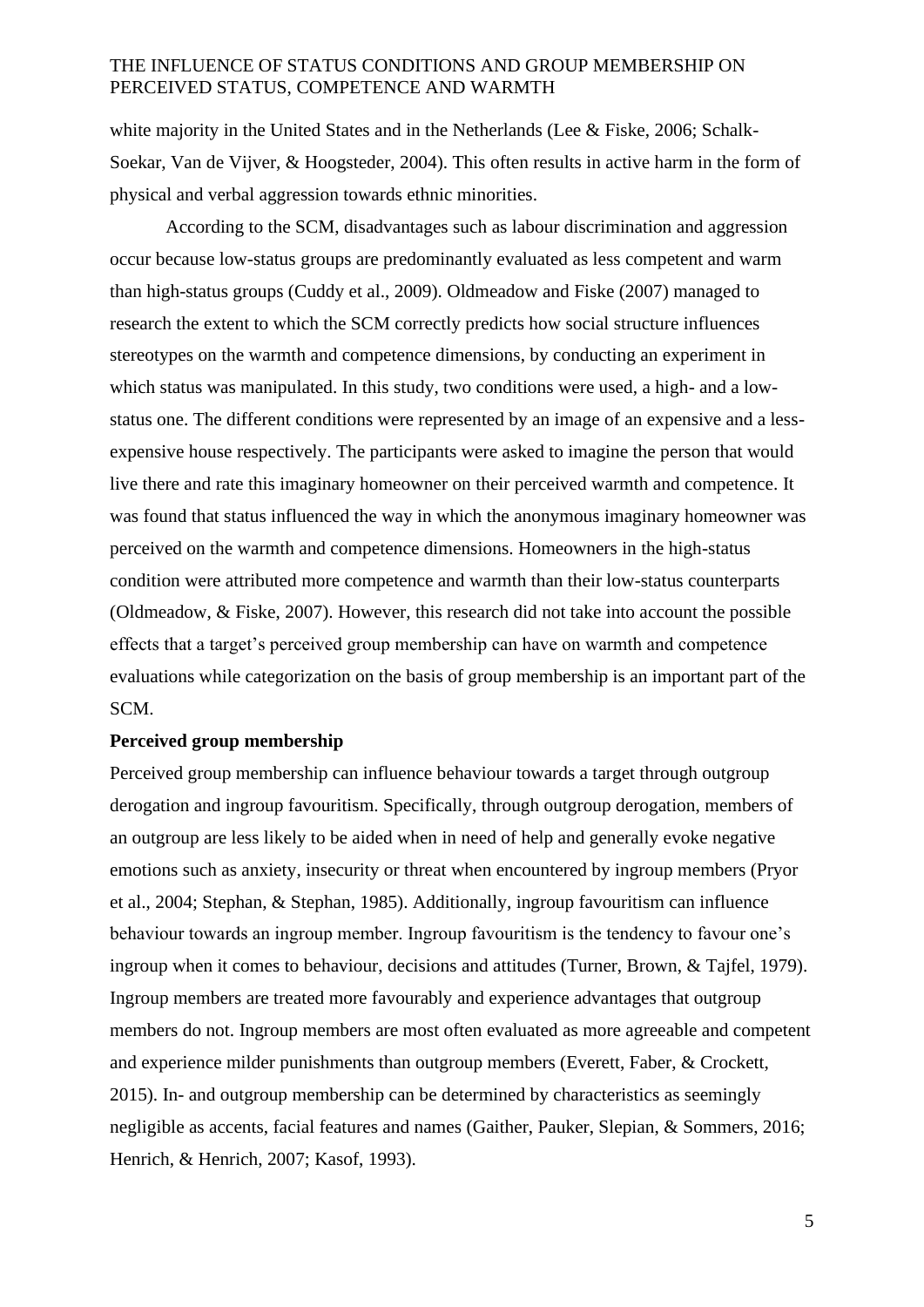white majority in the United States and in the Netherlands (Lee & Fiske, 2006; Schalk-Soekar, Van de Vijver, & Hoogsteder, 2004). This often results in active harm in the form of physical and verbal aggression towards ethnic minorities.

According to the SCM, disadvantages such as labour discrimination and aggression occur because low-status groups are predominantly evaluated as less competent and warm than high-status groups (Cuddy et al., 2009). Oldmeadow and Fiske (2007) managed to research the extent to which the SCM correctly predicts how social structure influences stereotypes on the warmth and competence dimensions, by conducting an experiment in which status was manipulated. In this study, two conditions were used, a high- and a low-status one. The different conditions were represented by an image of an expensive and a less-expensive house respectively. The participants were asked to imagine the person that would live there and rate this imaginary homeowner on their perceived warmth and competence. It was found that status influenced the way in which the anonymous imaginary homeowner was perceived on the warmth and competence dimensions. Homeowners in the high-status condition were attributed more competence and warmth than their low-status counterparts (Oldmeadow, & Fiske, 2007). However, this research did not take into account the possible effects that a target's perceived group membership can have on warmth and competence evaluations while categorization on the basis of group membership is an important part of the SCM.

**Perceived group membership**

Perceived group membership can influence behaviour towards a target through outgroup derogation and ingroup favouritism. Specifically, through outgroup derogation, members of an outgroup are less likely to be aided when in need of help and generally evoke negative emotions such as anxiety, insecurity or threat when encountered by ingroup members (Pryor et al., 2004; Stephan, & Stephan, 1985). Additionally, ingroup favouritism can influence behaviour towards an ingroup member. Ingroup favouritism is the tendency to favour one's ingroup when it comes to behaviour, decisions and attitudes (Turner, Brown, & Tajfel, 1979). Ingroup members are treated more favourably and experience advantages that outgroup members do not. Ingroup members are most often evaluated as more agreeable and competent and experience milder punishments than outgroup members (Everett, Faber, & Crockett, 2015). In- and outgroup membership can be determined by characteristics as seemingly negligible as accents, facial features and names (Gaither, Pauker, Slepian, & Sommers, 2016; Henrich, & Henrich, 2007; Kasof, 1993).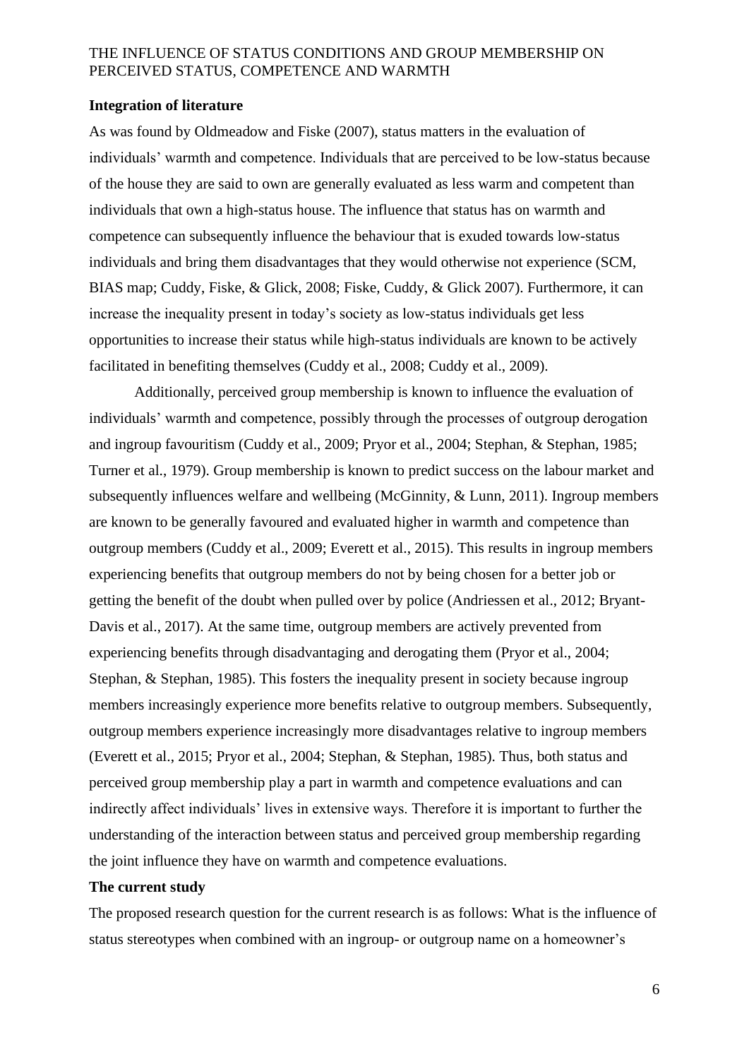**Integration of literature**

As was found by Oldmeadow and Fiske (2007), status matters in the evaluation of individuals' warmth and competence. Individuals that are perceived to be low-status because of the house they are said to own are generally evaluated as less warm and competent than individuals that own a high-status house. The influence that status has on warmth and competence can subsequently influence the behaviour that is exuded towards low-status individuals and bring them disadvantages that they would otherwise not experience (SCM, BIAS map; Cuddy, Fiske, & Glick, 2008; Fiske, Cuddy, & Glick 2007). Furthermore, it can increase the inequality present in today's society as low-status individuals get less opportunities to increase their status while high-status individuals are known to be actively facilitated in benefiting themselves (Cuddy et al., 2008; Cuddy et al., 2009).

Additionally, perceived group membership is known to influence the evaluation of individuals' warmth and competence, possibly through the processes of outgroup derogation and ingroup favouritism (Cuddy et al., 2009; Pryor et al., 2004; Stephan, & Stephan, 1985; Turner et al., 1979). Group membership is known to predict success on the labour market and subsequently influences welfare and wellbeing (McGinnity, & Lunn, 2011). Ingroup members are known to be generally favoured and evaluated higher in warmth and competence than outgroup members (Cuddy et al., 2009; Everett et al., 2015). This results in ingroup members experiencing benefits that outgroup members do not by being chosen for a better job or getting the benefit of the doubt when pulled over by police (Andriessen et al., 2012; Bryant-Davis et al., 2017). At the same time, outgroup members are actively prevented from experiencing benefits through disadvantaging and derogating them (Pryor et al., 2004; Stephan, & Stephan, 1985). This fosters the inequality present in society because ingroup members increasingly experience more benefits relative to outgroup members. Subsequently, outgroup members experience increasingly more disadvantages relative to ingroup members (Everett et al., 2015; Pryor et al., 2004; Stephan, & Stephan, 1985). Thus, both status and perceived group membership play a part in warmth and competence evaluations and can indirectly affect individuals' lives in extensive ways. Therefore it is important to further the understanding of the interaction between status and perceived group membership regarding the joint influence they have on warmth and competence evaluations.

**The current study**

The proposed research question for the current research is as follows: What is the influence of status stereotypes when combined with an ingroup- or outgroup name on a homeowner's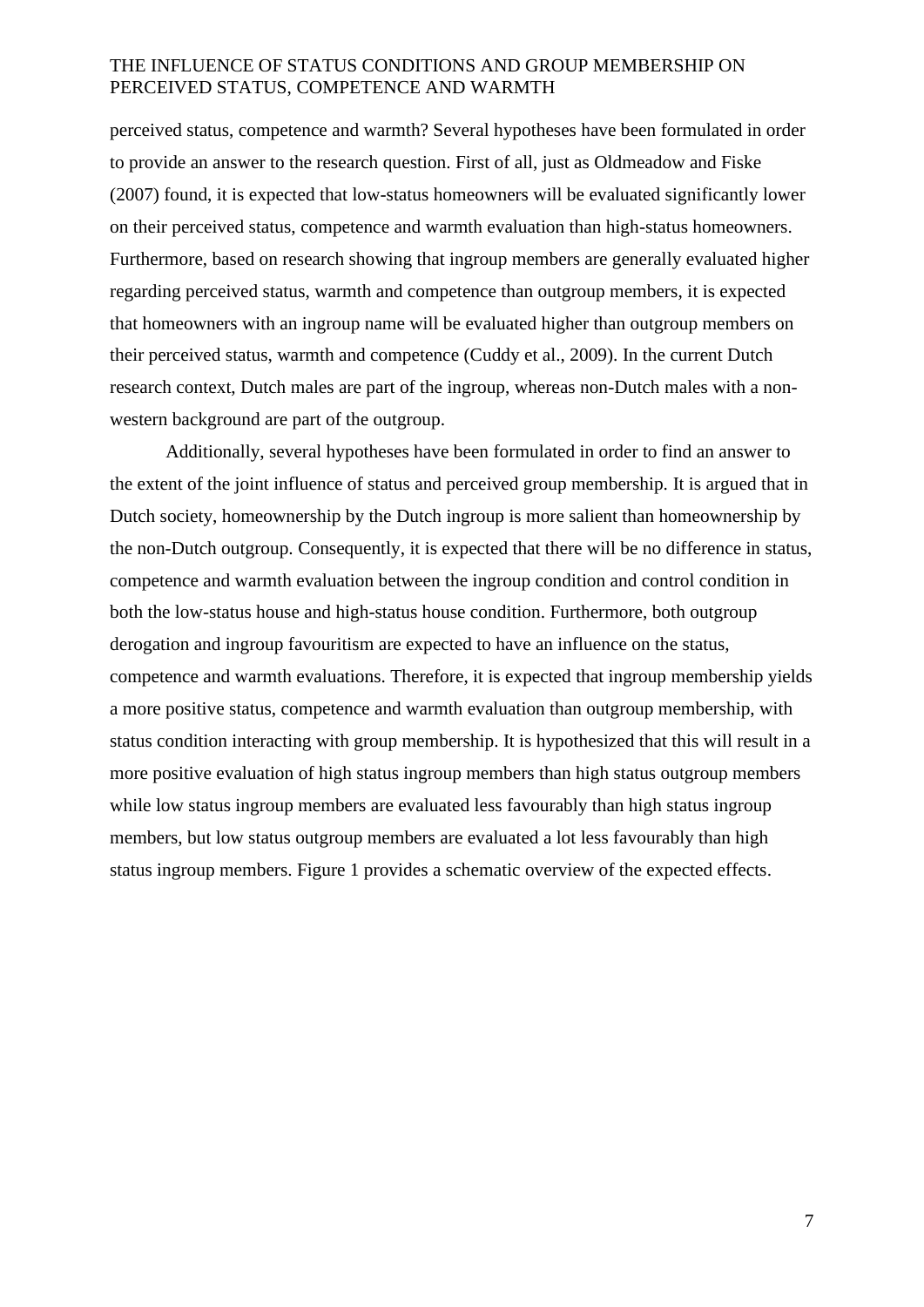perceived status, competence and warmth? Several hypotheses have been formulated in order to provide an answer to the research question. First of all, just as Oldmeadow and Fiske (2007) found, it is expected that low-status homeowners will be evaluated significantly lower on their perceived status, competence and warmth evaluation than high-status homeowners. Furthermore, based on research showing that ingroup members are generally evaluated higher regarding perceived status, warmth and competence than outgroup members, it is expected that homeowners with an ingroup name will be evaluated higher than outgroup members on their perceived status, warmth and competence (Cuddy et al., 2009). In the current Dutch research context, Dutch males are part of the ingroup, whereas non-Dutch males with a non-western background are part of the outgroup.

Additionally, several hypotheses have been formulated in order to find an answer to the extent of the joint influence of status and perceived group membership. It is argued that in Dutch society, homeownership by the Dutch ingroup is more salient than homeownership by the non-Dutch outgroup. Consequently, it is expected that there will be no difference in status, competence and warmth evaluation between the ingroup condition and control condition in both the low-status house and high-status house condition. Furthermore, both outgroup derogation and ingroup favouritism are expected to have an influence on the status, competence and warmth evaluations. Therefore, it is expected that ingroup membership yields a more positive status, competence and warmth evaluation than outgroup membership, with status condition interacting with group membership. It is hypothesized that this will result in a more positive evaluation of high status ingroup members than high status outgroup members while low status ingroup members are evaluated less favourably than high status ingroup members, but low status outgroup members are evaluated a lot less favourably than high status ingroup members. Figure 1 provides a schematic overview of the expected effects.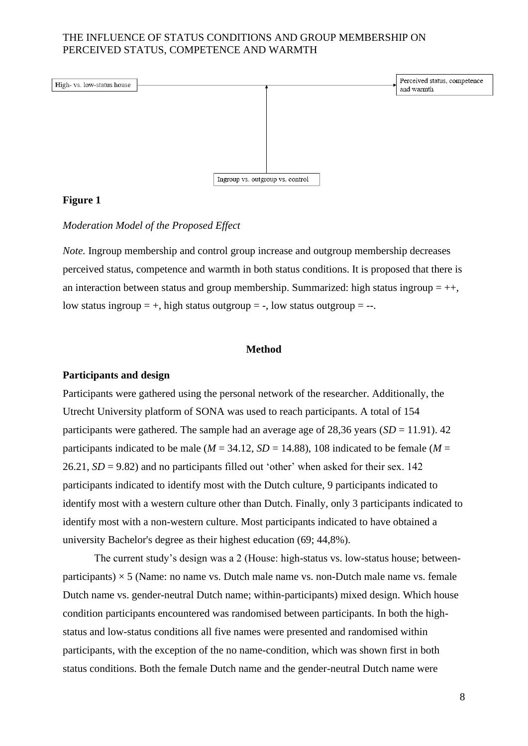High- vs. low-status house → Perceived status, competence and warmth

Ingroup vs. outgroup vs. control

**Figure 1**

*Moderation Model of the Proposed Effect*

*Note.* Ingroup membership and control group increase and outgroup membership decreases perceived status, competence and warmth in both status conditions. It is proposed that there is an interaction between status and group membership. Summarized: high status ingroup = ++, low status ingroup = +, high status outgroup = -, low status outgroup = --.

## Method

### Participants and design

Participants were gathered using the personal network of the researcher. Additionally, the Utrecht University platform of SONA was used to reach participants. A total of 154 participants were gathered. The sample had an average age of 28,36 years (*SD* = 11.91). 42 participants indicated to be male (*M* = 34.12, *SD* = 14.88), 108 indicated to be female (*M* = 26.21, *SD* = 9.82) and no participants filled out 'other' when asked for their sex. 142 participants indicated to identify most with the Dutch culture, 9 participants indicated to identify most with a western culture other than Dutch. Finally, only 3 participants indicated to identify most with a non-western culture. Most participants indicated to have obtained a university Bachelor's degree as their highest education (69; 44,8%).

The current study's design was a 2 (House: high-status vs. low-status house; between-participants) × 5 (Name: no name vs. Dutch male name vs. non-Dutch male name vs. female Dutch name vs. gender-neutral Dutch name; within-participants) mixed design. Which house condition participants encountered was randomised between participants. In both the high-status and low-status conditions all five names were presented and randomised within participants, with the exception of the no name-condition, which was shown first in both status conditions. Both the female Dutch name and the gender-neutral Dutch name were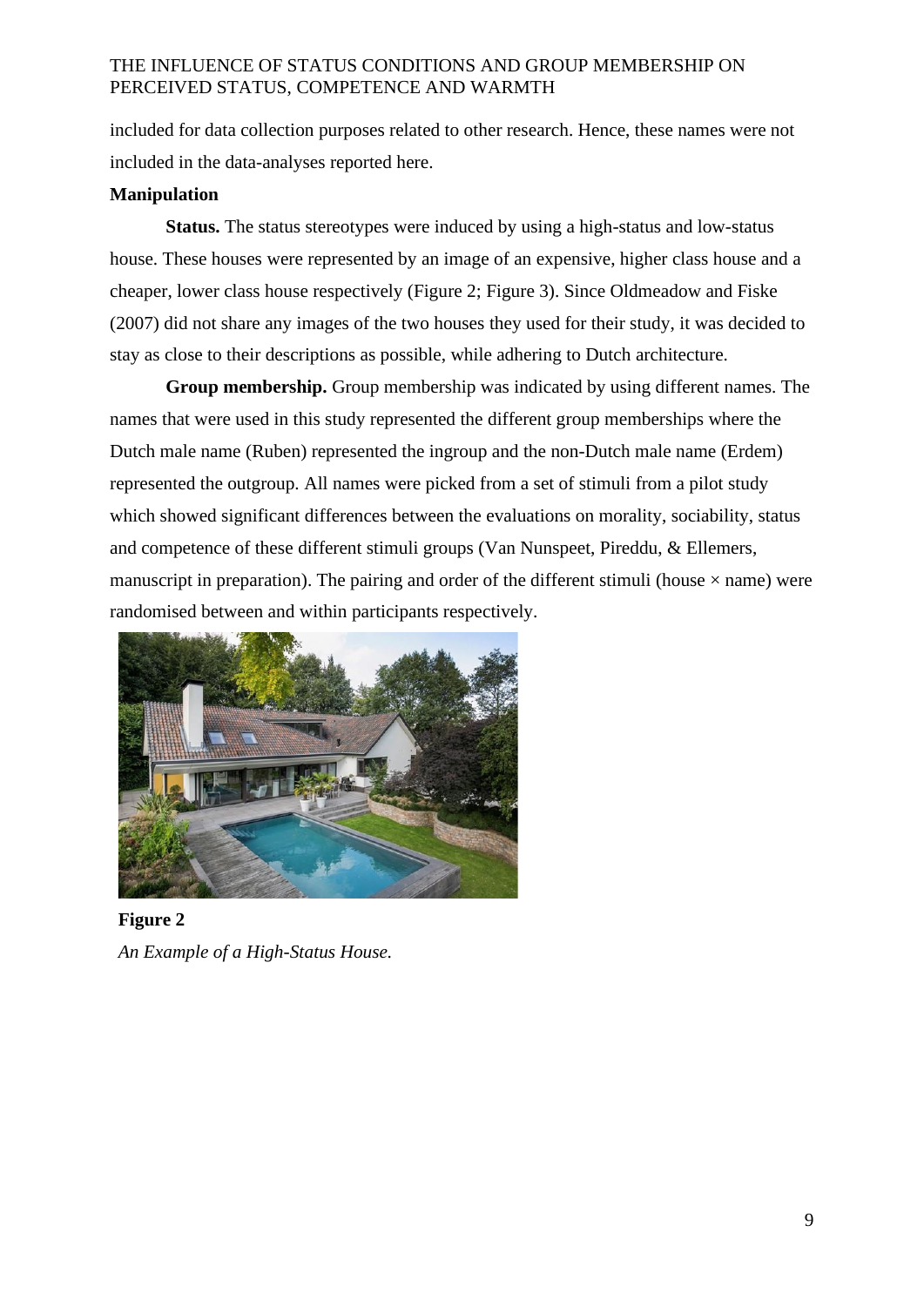included for data collection purposes related to other research. Hence, these names were not included in the data-analyses reported here.

**Manipulation**

**Status.** The status stereotypes were induced by using a high-status and low-status house. These houses were represented by an image of an expensive, higher class house and a cheaper, lower class house respectively (Figure 2; Figure 3). Since Oldmeadow and Fiske (2007) did not share any images of the two houses they used for their study, it was decided to stay as close to their descriptions as possible, while adhering to Dutch architecture.

**Group membership.** Group membership was indicated by using different names. The names that were used in this study represented the different group memberships where the Dutch male name (Ruben) represented the ingroup and the non-Dutch male name (Erdem) represented the outgroup. All names were picked from a set of stimuli from a pilot study which showed significant differences between the evaluations on morality, sociability, status and competence of these different stimuli groups (Van Nunspeet, Pireddu, & Ellemers, manuscript in preparation). The pairing and order of the different stimuli (house × name) were randomised between and within participants respectively.

**Figure 2**

*An Example of a High-Status House.*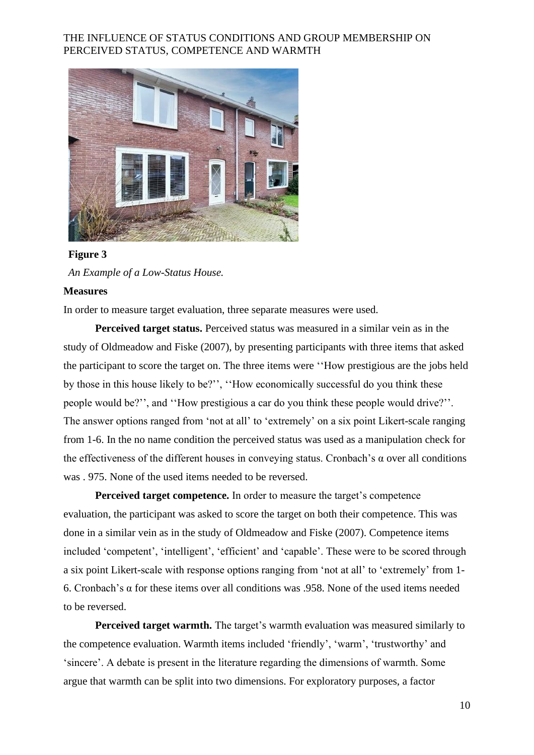**Figure 3**

*An Example of a Low-Status House.*

**Measures**

In order to measure target evaluation, three separate measures were used.

**Perceived target status.** Perceived status was measured in a similar vein as in the study of Oldmeadow and Fiske (2007), by presenting participants with three items that asked the participant to score the target on. The three items were ''How prestigious are the jobs held by those in this house likely to be?'', ''How economically successful do you think these people would be?'', and ''How prestigious a car do you think these people would drive?''. The answer options ranged from 'not at all' to 'extremely' on a six point Likert-scale ranging from 1-6. In the no name condition the perceived status was used as a manipulation check for the effectiveness of the different houses in conveying status. Cronbach's α over all conditions was . 975. None of the used items needed to be reversed.

**Perceived target competence.** In order to measure the target's competence evaluation, the participant was asked to score the target on both their competence. This was done in a similar vein as in the study of Oldmeadow and Fiske (2007). Competence items included 'competent', 'intelligent', 'efficient' and 'capable'. These were to be scored through a six point Likert-scale with response options ranging from 'not at all' to 'extremely' from 1-6. Cronbach's α for these items over all conditions was .958. None of the used items needed to be reversed.

**Perceived target warmth.** The target's warmth evaluation was measured similarly to the competence evaluation. Warmth items included 'friendly', 'warm', 'trustworthy' and 'sincere'. A debate is present in the literature regarding the dimensions of warmth. Some argue that warmth can be split into two dimensions. For exploratory purposes, a factor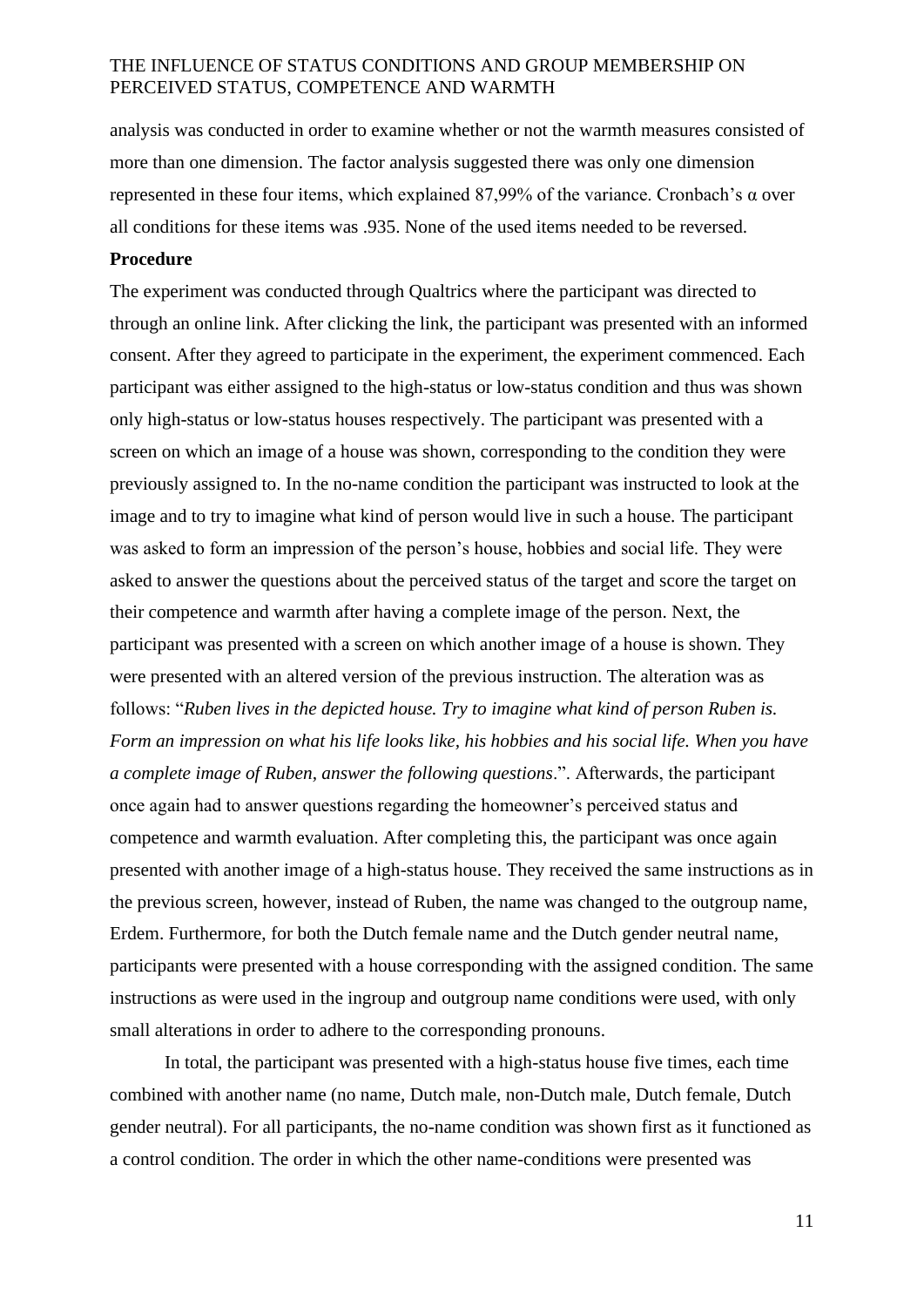analysis was conducted in order to examine whether or not the warmth measures consisted of more than one dimension. The factor analysis suggested there was only one dimension represented in these four items, which explained 87,99% of the variance. Cronbach's α over all conditions for these items was .935. None of the used items needed to be reversed.

**Procedure**

The experiment was conducted through Qualtrics where the participant was directed to through an online link. After clicking the link, the participant was presented with an informed consent. After they agreed to participate in the experiment, the experiment commenced. Each participant was either assigned to the high-status or low-status condition and thus was shown only high-status or low-status houses respectively. The participant was presented with a screen on which an image of a house was shown, corresponding to the condition they were previously assigned to. In the no-name condition the participant was instructed to look at the image and to try to imagine what kind of person would live in such a house. The participant was asked to form an impression of the person's house, hobbies and social life. They were asked to answer the questions about the perceived status of the target and score the target on their competence and warmth after having a complete image of the person. Next, the participant was presented with a screen on which another image of a house is shown. They were presented with an altered version of the previous instruction. The alteration was as follows: "*Ruben lives in the depicted house. Try to imagine what kind of person Ruben is. Form an impression on what his life looks like, his hobbies and his social life. When you have a complete image of Ruben, answer the following questions*.". Afterwards, the participant once again had to answer questions regarding the homeowner's perceived status and competence and warmth evaluation. After completing this, the participant was once again presented with another image of a high-status house. They received the same instructions as in the previous screen, however, instead of Ruben, the name was changed to the outgroup name, Erdem. Furthermore, for both the Dutch female name and the Dutch gender neutral name, participants were presented with a house corresponding with the assigned condition. The same instructions as were used in the ingroup and outgroup name conditions were used, with only small alterations in order to adhere to the corresponding pronouns.

In total, the participant was presented with a high-status house five times, each time combined with another name (no name, Dutch male, non-Dutch male, Dutch female, Dutch gender neutral). For all participants, the no-name condition was shown first as it functioned as a control condition. The order in which the other name-conditions were presented was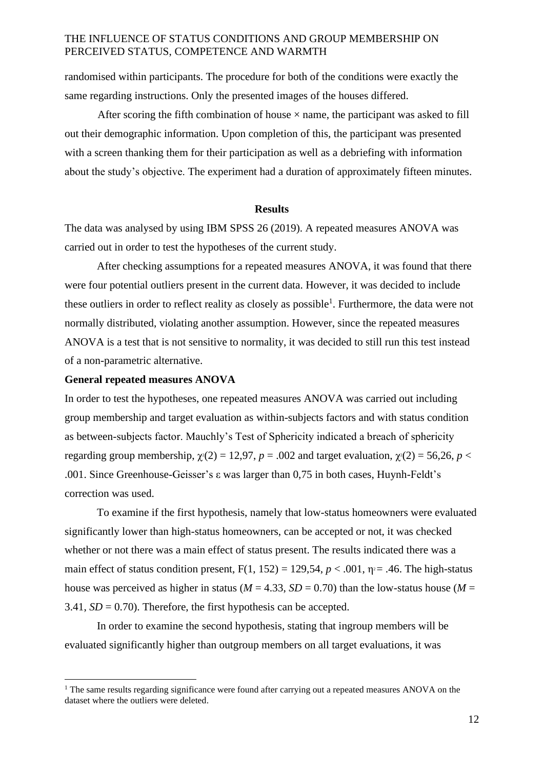randomised within participants. The procedure for both of the conditions were exactly the same regarding instructions. Only the presented images of the houses differed.

After scoring the fifth combination of house × name, the participant was asked to fill out their demographic information. Upon completion of this, the participant was presented with a screen thanking them for their participation as well as a debriefing with information about the study's objective. The experiment had a duration of approximately fifteen minutes.

## Results

The data was analysed by using IBM SPSS 26 (2019). A repeated measures ANOVA was carried out in order to test the hypotheses of the current study.

After checking assumptions for a repeated measures ANOVA, it was found that there were four potential outliers present in the current data. However, it was decided to include these outliers in order to reflect reality as closely as possible[1]. Furthermore, the data were not normally distributed, violating another assumption. However, since the repeated measures ANOVA is a test that is not sensitive to normality, it was decided to still run this test instead of a non-parametric alternative.

### General repeated measures ANOVA

In order to test the hypotheses, one repeated measures ANOVA was carried out including group membership and target evaluation as within-subjects factors and with status condition as between-subjects factor. Mauchly's Test of Sphericity indicated a breach of sphericity regarding group membership, $\chi^2(2) = 12{,}97$, $p = .002$ and target evaluation, $\chi^2(2) = 56{,}26$, $p < .001$. Since Greenhouse-Geisser's ε was larger than 0,75 in both cases, Huynh-Feldt's correction was used.

To examine if the first hypothesis, namely that low-status homeowners were evaluated significantly lower than high-status homeowners, can be accepted or not, it was checked whether or not there was a main effect of status present. The results indicated there was a main effect of status condition present, $F(1, 152) = 129{,}54$, $p < .001$, $\eta^2 = .46$. The high-status house was perceived as higher in status ($M = 4.33$, $SD = 0.70$) than the low-status house ($M = 3.41$, $SD = 0.70$). Therefore, the first hypothesis can be accepted.

In order to examine the second hypothesis, stating that ingroup members will be evaluated significantly higher than outgroup members on all target evaluations, it was

[1] The same results regarding significance were found after carrying out a repeated measures ANOVA on the dataset where the outliers were deleted.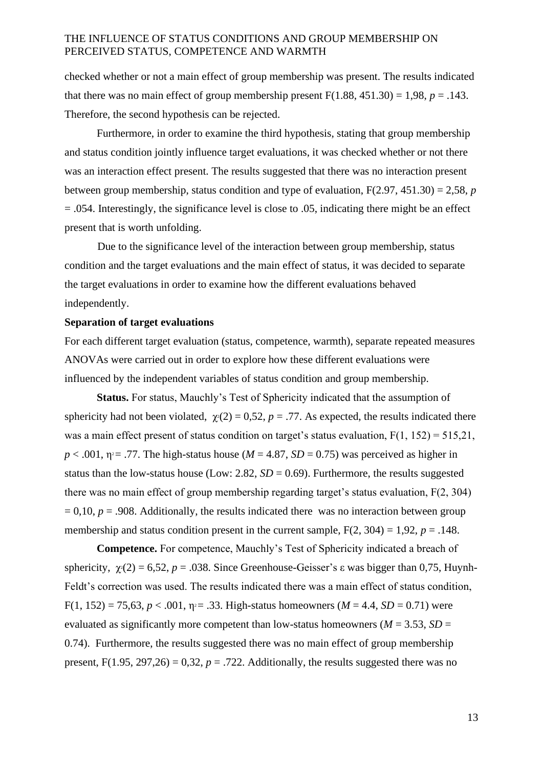checked whether or not a main effect of group membership was present. The results indicated that there was no main effect of group membership present $F(1.88, 451.30) = 1{,}98$, $p = .143$. Therefore, the second hypothesis can be rejected.

Furthermore, in order to examine the third hypothesis, stating that group membership and status condition jointly influence target evaluations, it was checked whether or not there was an interaction effect present. The results suggested that there was no interaction present between group membership, status condition and type of evaluation, $F(2.97, 451.30) = 2{,}58$, $p = .054$. Interestingly, the significance level is close to .05, indicating there might be an effect present that is worth unfolding.

Due to the significance level of the interaction between group membership, status condition and the target evaluations and the main effect of status, it was decided to separate the target evaluations in order to examine how the different evaluations behaved independently.

**Separation of target evaluations**

For each different target evaluation (status, competence, warmth), separate repeated measures ANOVAs were carried out in order to explore how these different evaluations were influenced by the independent variables of status condition and group membership.

**Status.** For status, Mauchly's Test of Sphericity indicated that the assumption of sphericity had not been violated, $\chi^2(2) = 0{,}52$, $p = .77$. As expected, the results indicated there was a main effect present of status condition on target's status evaluation, $F(1, 152) = 515{,}21$, $p < .001$, $\eta^2 = .77$. The high-status house ($M = 4.87$, $SD = 0.75$) was perceived as higher in status than the low-status house (Low: 2.82, $SD = 0.69$). Furthermore, the results suggested there was no main effect of group membership regarding target's status evaluation, $F(2, 304) = 0{,}10$, $p = .908$. Additionally, the results indicated there was no interaction between group membership and status condition present in the current sample, $F(2, 304) = 1{,}92$, $p = .148$.

**Competence.** For competence, Mauchly's Test of Sphericity indicated a breach of sphericity, $\chi^2(2) = 6{,}52$, $p = .038$. Since Greenhouse-Geisser's $\varepsilon$ was bigger than 0,75, Huynh-Feldt's correction was used. The results indicated there was a main effect of status condition, $F(1, 152) = 75{,}63$, $p < .001$, $\eta^2 = .33$. High-status homeowners ($M = 4.4$, $SD = 0.71$) were evaluated as significantly more competent than low-status homeowners ($M = 3.53$, $SD = 0.74$). Furthermore, the results suggested there was no main effect of group membership present, $F(1.95, 297{,}26) = 0{,}32$, $p = .722$. Additionally, the results suggested there was no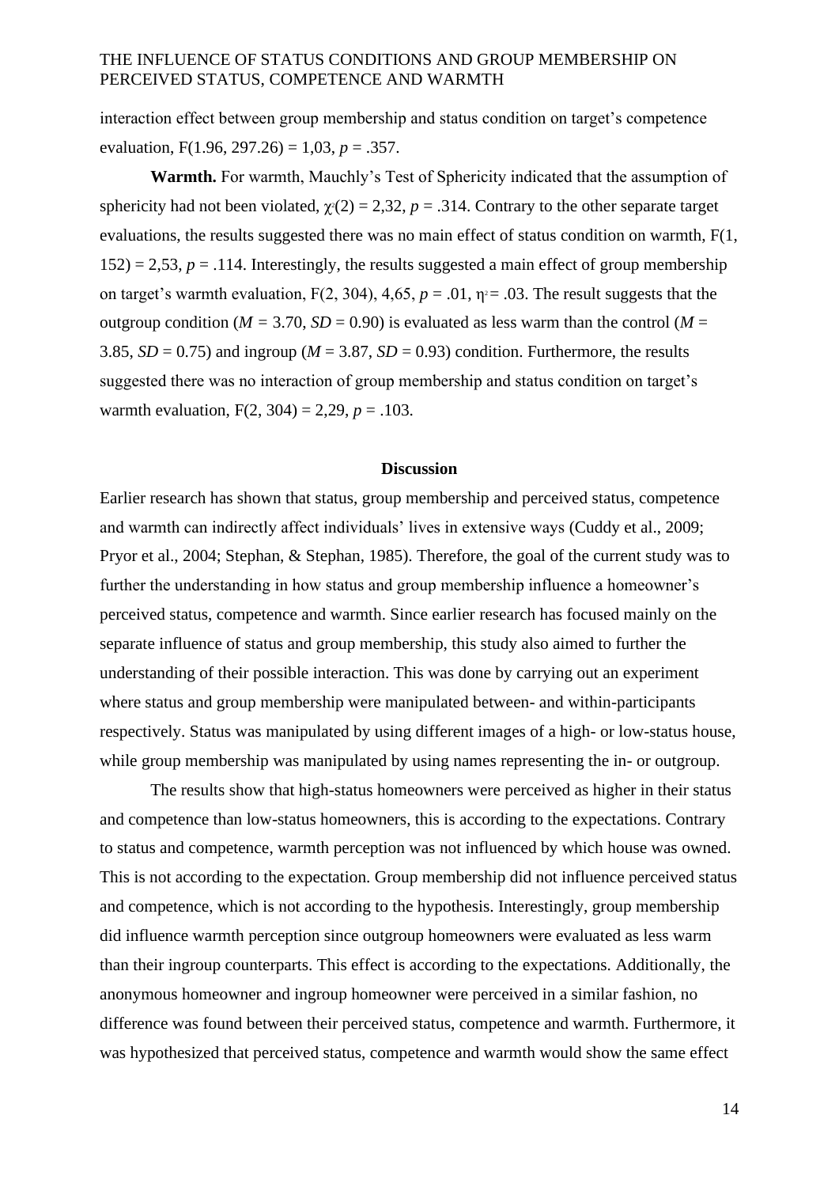interaction effect between group membership and status condition on target's competence evaluation, $F(1.96, 297.26) = 1{,}03$, $p = .357$.

**Warmth.** For warmth, Mauchly's Test of Sphericity indicated that the assumption of sphericity had not been violated, $\chi^2(2) = 2{,}32$, $p = .314$. Contrary to the other separate target evaluations, the results suggested there was no main effect of status condition on warmth, $F(1, 152) = 2{,}53$, $p = .114$. Interestingly, the results suggested a main effect of group membership on target's warmth evaluation, $F(2, 304)$, $4{,}65$, $p = .01$, $\eta^2 = .03$. The result suggests that the outgroup condition ($M = 3.70$, $SD = 0.90$) is evaluated as less warm than the control ($M = 3.85$, $SD = 0.75$) and ingroup ($M = 3.87$, $SD = 0.93$) condition. Furthermore, the results suggested there was no interaction of group membership and status condition on target's warmth evaluation, $F(2, 304) = 2{,}29$, $p = .103$.

## Discussion

Earlier research has shown that status, group membership and perceived status, competence and warmth can indirectly affect individuals' lives in extensive ways (Cuddy et al., 2009; Pryor et al., 2004; Stephan, & Stephan, 1985). Therefore, the goal of the current study was to further the understanding in how status and group membership influence a homeowner's perceived status, competence and warmth. Since earlier research has focused mainly on the separate influence of status and group membership, this study also aimed to further the understanding of their possible interaction. This was done by carrying out an experiment where status and group membership were manipulated between- and within-participants respectively. Status was manipulated by using different images of a high- or low-status house, while group membership was manipulated by using names representing the in- or outgroup.

The results show that high-status homeowners were perceived as higher in their status and competence than low-status homeowners, this is according to the expectations. Contrary to status and competence, warmth perception was not influenced by which house was owned. This is not according to the expectation. Group membership did not influence perceived status and competence, which is not according to the hypothesis. Interestingly, group membership did influence warmth perception since outgroup homeowners were evaluated as less warm than their ingroup counterparts. This effect is according to the expectations. Additionally, the anonymous homeowner and ingroup homeowner were perceived in a similar fashion, no difference was found between their perceived status, competence and warmth. Furthermore, it was hypothesized that perceived status, competence and warmth would show the same effect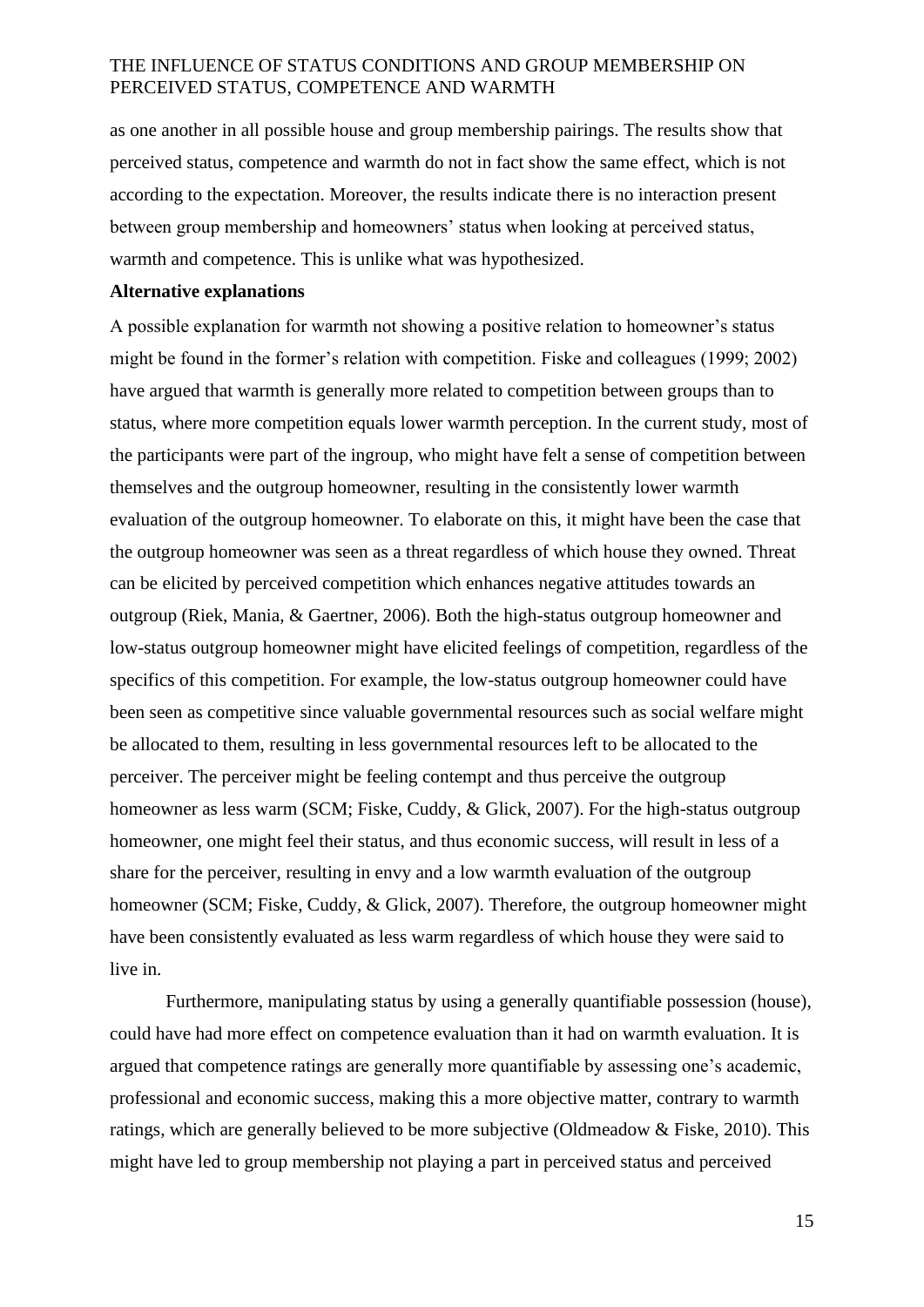as one another in all possible house and group membership pairings. The results show that perceived status, competence and warmth do not in fact show the same effect, which is not according to the expectation. Moreover, the results indicate there is no interaction present between group membership and homeowners' status when looking at perceived status, warmth and competence. This is unlike what was hypothesized.

**Alternative explanations**

A possible explanation for warmth not showing a positive relation to homeowner's status might be found in the former's relation with competition. Fiske and colleagues (1999; 2002) have argued that warmth is generally more related to competition between groups than to status, where more competition equals lower warmth perception. In the current study, most of the participants were part of the ingroup, who might have felt a sense of competition between themselves and the outgroup homeowner, resulting in the consistently lower warmth evaluation of the outgroup homeowner. To elaborate on this, it might have been the case that the outgroup homeowner was seen as a threat regardless of which house they owned. Threat can be elicited by perceived competition which enhances negative attitudes towards an outgroup (Riek, Mania, & Gaertner, 2006). Both the high-status outgroup homeowner and low-status outgroup homeowner might have elicited feelings of competition, regardless of the specifics of this competition. For example, the low-status outgroup homeowner could have been seen as competitive since valuable governmental resources such as social welfare might be allocated to them, resulting in less governmental resources left to be allocated to the perceiver. The perceiver might be feeling contempt and thus perceive the outgroup homeowner as less warm (SCM; Fiske, Cuddy, & Glick, 2007). For the high-status outgroup homeowner, one might feel their status, and thus economic success, will result in less of a share for the perceiver, resulting in envy and a low warmth evaluation of the outgroup homeowner (SCM; Fiske, Cuddy, & Glick, 2007). Therefore, the outgroup homeowner might have been consistently evaluated as less warm regardless of which house they were said to live in.

Furthermore, manipulating status by using a generally quantifiable possession (house), could have had more effect on competence evaluation than it had on warmth evaluation. It is argued that competence ratings are generally more quantifiable by assessing one's academic, professional and economic success, making this a more objective matter, contrary to warmth ratings, which are generally believed to be more subjective (Oldmeadow & Fiske, 2010). This might have led to group membership not playing a part in perceived status and perceived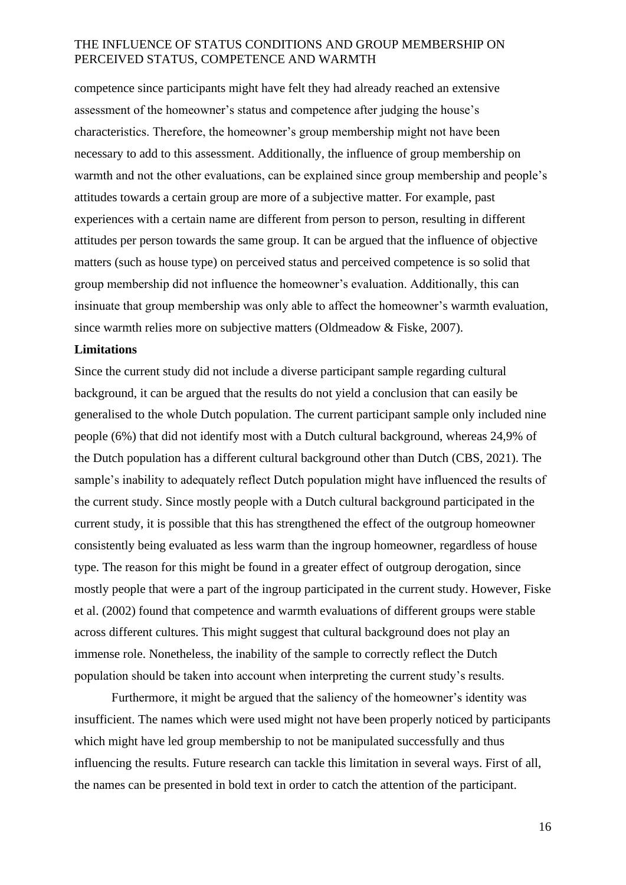competence since participants might have felt they had already reached an extensive assessment of the homeowner's status and competence after judging the house's characteristics. Therefore, the homeowner's group membership might not have been necessary to add to this assessment. Additionally, the influence of group membership on warmth and not the other evaluations, can be explained since group membership and people's attitudes towards a certain group are more of a subjective matter. For example, past experiences with a certain name are different from person to person, resulting in different attitudes per person towards the same group. It can be argued that the influence of objective matters (such as house type) on perceived status and perceived competence is so solid that group membership did not influence the homeowner's evaluation. Additionally, this can insinuate that group membership was only able to affect the homeowner's warmth evaluation, since warmth relies more on subjective matters (Oldmeadow & Fiske, 2007).

**Limitations**

Since the current study did not include a diverse participant sample regarding cultural background, it can be argued that the results do not yield a conclusion that can easily be generalised to the whole Dutch population. The current participant sample only included nine people (6%) that did not identify most with a Dutch cultural background, whereas 24,9% of the Dutch population has a different cultural background other than Dutch (CBS, 2021). The sample's inability to adequately reflect Dutch population might have influenced the results of the current study. Since mostly people with a Dutch cultural background participated in the current study, it is possible that this has strengthened the effect of the outgroup homeowner consistently being evaluated as less warm than the ingroup homeowner, regardless of house type. The reason for this might be found in a greater effect of outgroup derogation, since mostly people that were a part of the ingroup participated in the current study. However, Fiske et al. (2002) found that competence and warmth evaluations of different groups were stable across different cultures. This might suggest that cultural background does not play an immense role. Nonetheless, the inability of the sample to correctly reflect the Dutch population should be taken into account when interpreting the current study's results.

Furthermore, it might be argued that the saliency of the homeowner's identity was insufficient. The names which were used might not have been properly noticed by participants which might have led group membership to not be manipulated successfully and thus influencing the results. Future research can tackle this limitation in several ways. First of all, the names can be presented in bold text in order to catch the attention of the participant.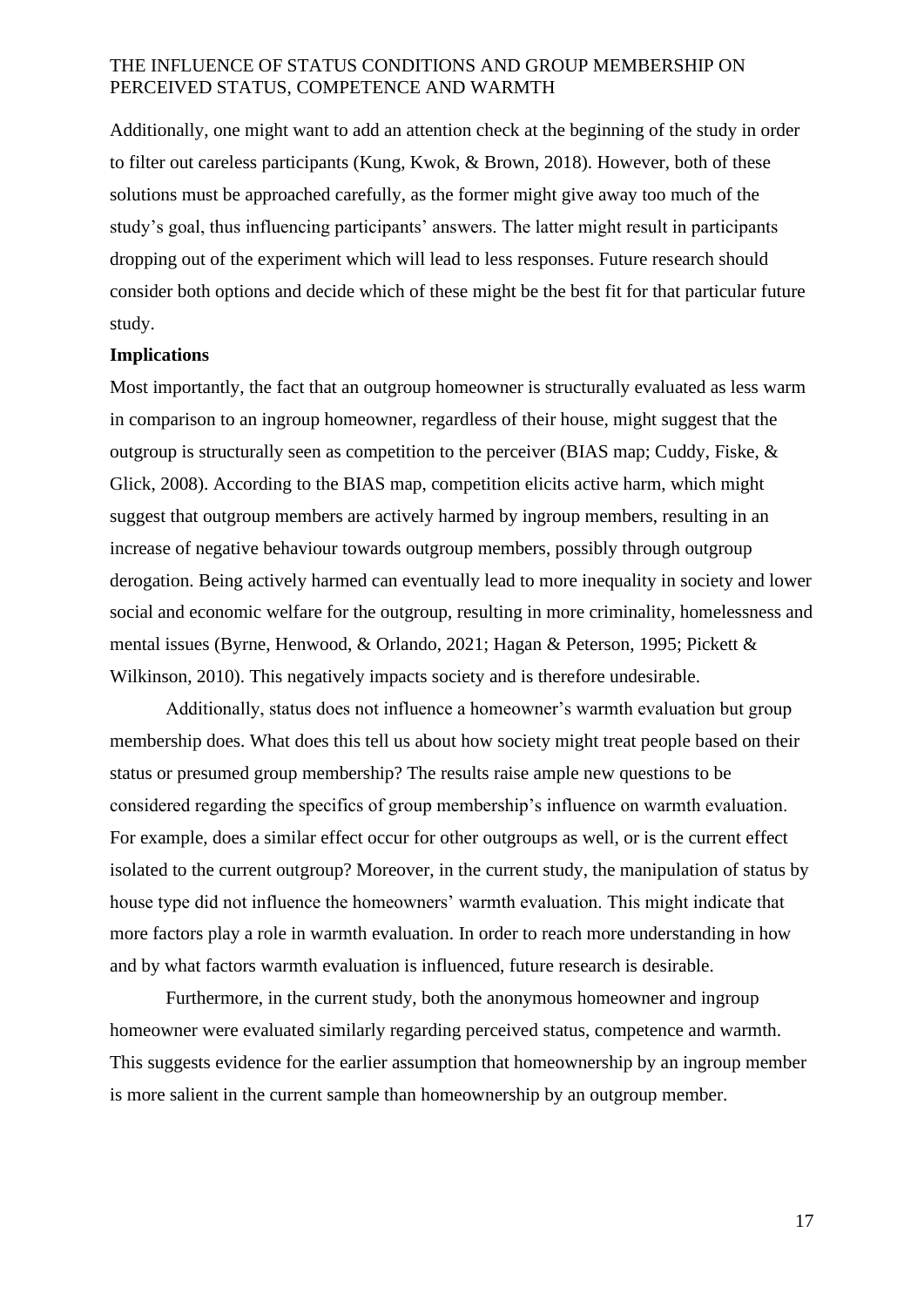Additionally, one might want to add an attention check at the beginning of the study in order to filter out careless participants (Kung, Kwok, & Brown, 2018). However, both of these solutions must be approached carefully, as the former might give away too much of the study's goal, thus influencing participants' answers. The latter might result in participants dropping out of the experiment which will lead to less responses. Future research should consider both options and decide which of these might be the best fit for that particular future study.

**Implications**

Most importantly, the fact that an outgroup homeowner is structurally evaluated as less warm in comparison to an ingroup homeowner, regardless of their house, might suggest that the outgroup is structurally seen as competition to the perceiver (BIAS map; Cuddy, Fiske, & Glick, 2008). According to the BIAS map, competition elicits active harm, which might suggest that outgroup members are actively harmed by ingroup members, resulting in an increase of negative behaviour towards outgroup members, possibly through outgroup derogation. Being actively harmed can eventually lead to more inequality in society and lower social and economic welfare for the outgroup, resulting in more criminality, homelessness and mental issues (Byrne, Henwood, & Orlando, 2021; Hagan & Peterson, 1995; Pickett & Wilkinson, 2010). This negatively impacts society and is therefore undesirable.

Additionally, status does not influence a homeowner's warmth evaluation but group membership does. What does this tell us about how society might treat people based on their status or presumed group membership? The results raise ample new questions to be considered regarding the specifics of group membership's influence on warmth evaluation. For example, does a similar effect occur for other outgroups as well, or is the current effect isolated to the current outgroup? Moreover, in the current study, the manipulation of status by house type did not influence the homeowners' warmth evaluation. This might indicate that more factors play a role in warmth evaluation. In order to reach more understanding in how and by what factors warmth evaluation is influenced, future research is desirable.

Furthermore, in the current study, both the anonymous homeowner and ingroup homeowner were evaluated similarly regarding perceived status, competence and warmth. This suggests evidence for the earlier assumption that homeownership by an ingroup member is more salient in the current sample than homeownership by an outgroup member.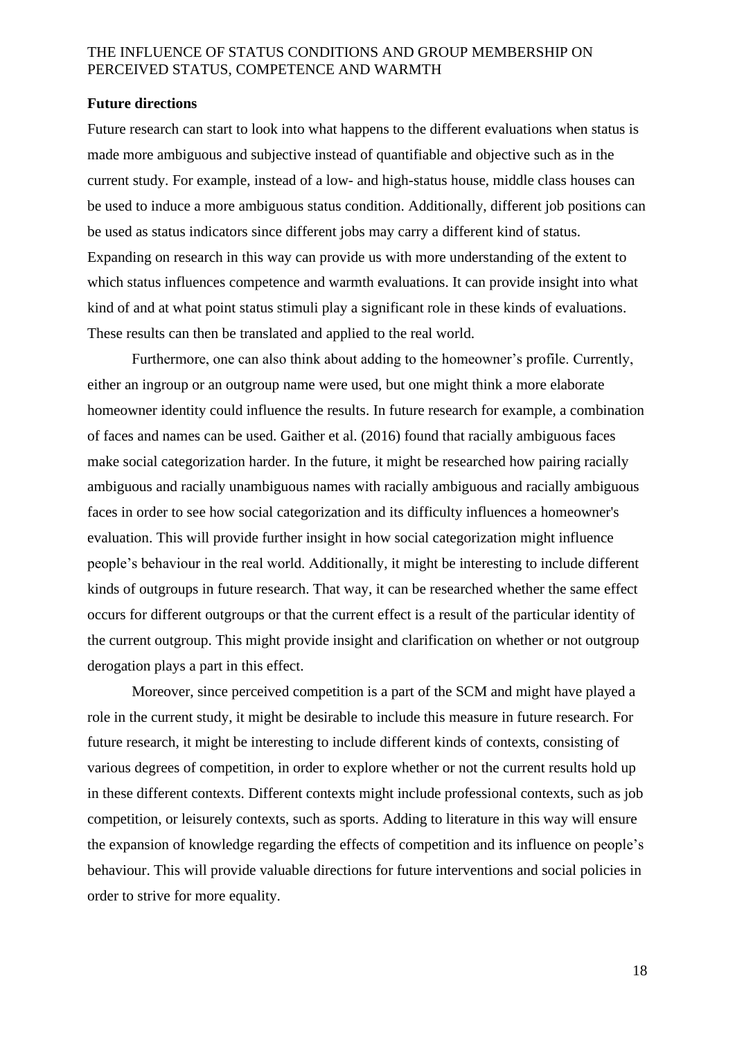**Future directions**

Future research can start to look into what happens to the different evaluations when status is made more ambiguous and subjective instead of quantifiable and objective such as in the current study. For example, instead of a low- and high-status house, middle class houses can be used to induce a more ambiguous status condition. Additionally, different job positions can be used as status indicators since different jobs may carry a different kind of status. Expanding on research in this way can provide us with more understanding of the extent to which status influences competence and warmth evaluations. It can provide insight into what kind of and at what point status stimuli play a significant role in these kinds of evaluations. These results can then be translated and applied to the real world.

Furthermore, one can also think about adding to the homeowner's profile. Currently, either an ingroup or an outgroup name were used, but one might think a more elaborate homeowner identity could influence the results. In future research for example, a combination of faces and names can be used. Gaither et al. (2016) found that racially ambiguous faces make social categorization harder. In the future, it might be researched how pairing racially ambiguous and racially unambiguous names with racially ambiguous and racially ambiguous faces in order to see how social categorization and its difficulty influences a homeowner's evaluation. This will provide further insight in how social categorization might influence people's behaviour in the real world. Additionally, it might be interesting to include different kinds of outgroups in future research. That way, it can be researched whether the same effect occurs for different outgroups or that the current effect is a result of the particular identity of the current outgroup. This might provide insight and clarification on whether or not outgroup derogation plays a part in this effect.

Moreover, since perceived competition is a part of the SCM and might have played a role in the current study, it might be desirable to include this measure in future research. For future research, it might be interesting to include different kinds of contexts, consisting of various degrees of competition, in order to explore whether or not the current results hold up in these different contexts. Different contexts might include professional contexts, such as job competition, or leisurely contexts, such as sports. Adding to literature in this way will ensure the expansion of knowledge regarding the effects of competition and its influence on people's behaviour. This will provide valuable directions for future interventions and social policies in order to strive for more equality.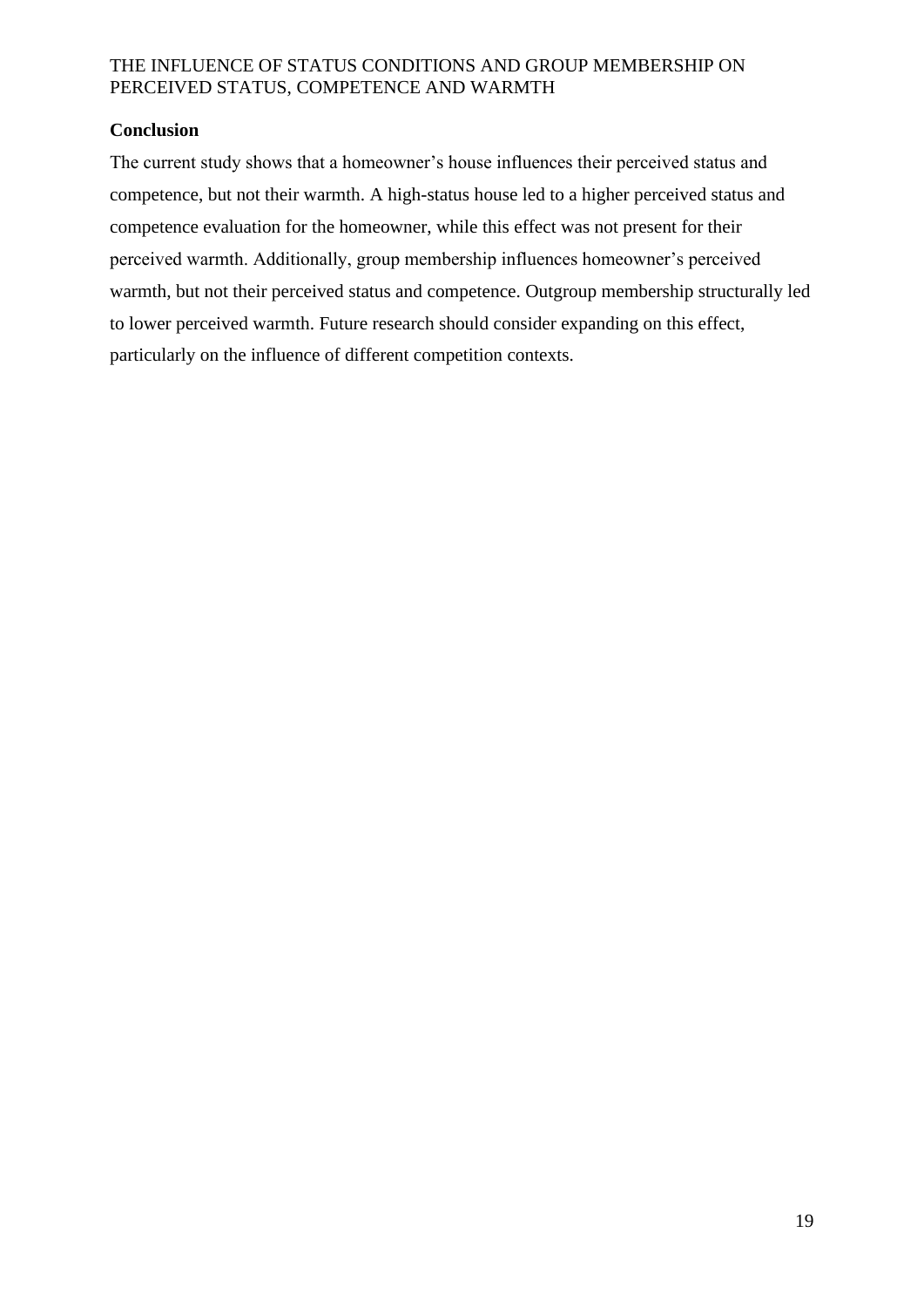## Conclusion

The current study shows that a homeowner's house influences their perceived status and competence, but not their warmth. A high-status house led to a higher perceived status and competence evaluation for the homeowner, while this effect was not present for their perceived warmth. Additionally, group membership influences homeowner's perceived warmth, but not their perceived status and competence. Outgroup membership structurally led to lower perceived warmth. Future research should consider expanding on this effect, particularly on the influence of different competition contexts.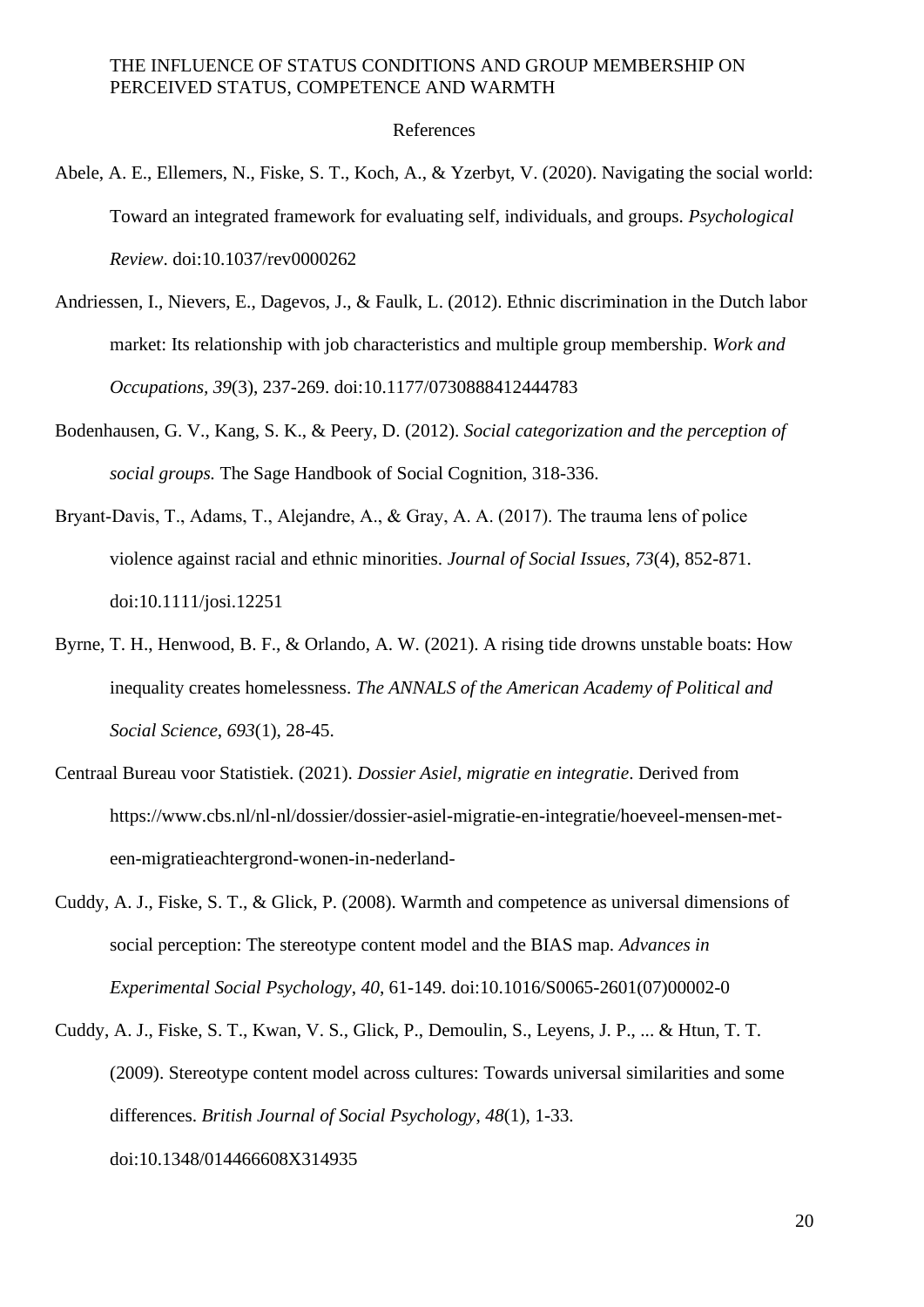## References

Abele, A. E., Ellemers, N., Fiske, S. T., Koch, A., & Yzerbyt, V. (2020). Navigating the social world: Toward an integrated framework for evaluating self, individuals, and groups. *Psychological Review*. doi:10.1037/rev0000262

Andriessen, I., Nievers, E., Dagevos, J., & Faulk, L. (2012). Ethnic discrimination in the Dutch labor market: Its relationship with job characteristics and multiple group membership. *Work and Occupations*, *39*(3), 237-269. doi:10.1177/0730888412444783

Bodenhausen, G. V., Kang, S. K., & Peery, D. (2012). *Social categorization and the perception of social groups.* The Sage Handbook of Social Cognition, 318-336.

Bryant-Davis, T., Adams, T., Alejandre, A., & Gray, A. A. (2017). The trauma lens of police violence against racial and ethnic minorities. *Journal of Social Issues*, *73*(4), 852-871. doi:10.1111/josi.12251

Byrne, T. H., Henwood, B. F., & Orlando, A. W. (2021). A rising tide drowns unstable boats: How inequality creates homelessness. *The ANNALS of the American Academy of Political and Social Science*, *693*(1), 28-45.

Centraal Bureau voor Statistiek. (2021). *Dossier Asiel, migratie en integratie*. Derived from https://www.cbs.nl/nl-nl/dossier/dossier-asiel-migratie-en-integratie/hoeveel-mensen-met-een-migratieachtergrond-wonen-in-nederland-

Cuddy, A. J., Fiske, S. T., & Glick, P. (2008). Warmth and competence as universal dimensions of social perception: The stereotype content model and the BIAS map. *Advances in Experimental Social Psychology*, *40*, 61-149. doi:10.1016/S0065-2601(07)00002-0

Cuddy, A. J., Fiske, S. T., Kwan, V. S., Glick, P., Demoulin, S., Leyens, J. P., ... & Htun, T. T. (2009). Stereotype content model across cultures: Towards universal similarities and some differences. *British Journal of Social Psychology*, *48*(1), 1-33. doi:10.1348/014466608X314935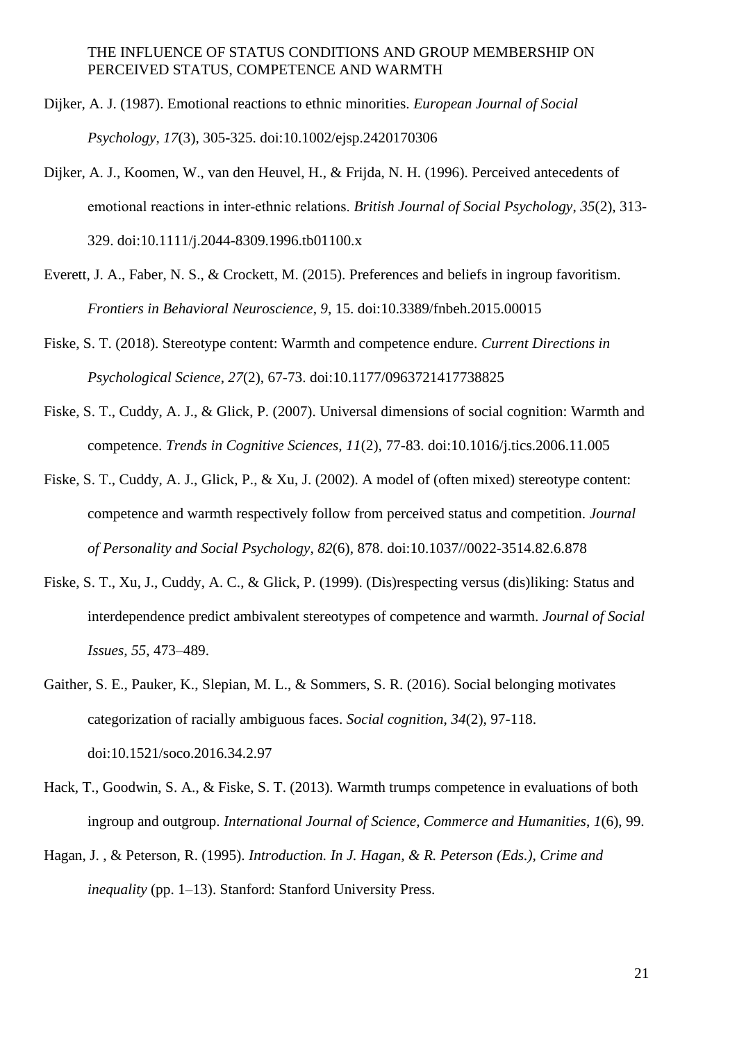Dijker, A. J. (1987). Emotional reactions to ethnic minorities. *European Journal of Social Psychology*, *17*(3), 305-325. doi:10.1002/ejsp.2420170306

Dijker, A. J., Koomen, W., van den Heuvel, H., & Frijda, N. H. (1996). Perceived antecedents of emotional reactions in inter-ethnic relations. *British Journal of Social Psychology*, *35*(2), 313-329. doi:10.1111/j.2044-8309.1996.tb01100.x

Everett, J. A., Faber, N. S., & Crockett, M. (2015). Preferences and beliefs in ingroup favoritism. *Frontiers in Behavioral Neuroscience*, *9*, 15. doi:10.3389/fnbeh.2015.00015

Fiske, S. T. (2018). Stereotype content: Warmth and competence endure. *Current Directions in Psychological Science*, *27*(2), 67-73. doi:10.1177/0963721417738825

Fiske, S. T., Cuddy, A. J., & Glick, P. (2007). Universal dimensions of social cognition: Warmth and competence. *Trends in Cognitive Sciences, 11*(2), 77-83. doi:10.1016/j.tics.2006.11.005

Fiske, S. T., Cuddy, A. J., Glick, P., & Xu, J. (2002). A model of (often mixed) stereotype content: competence and warmth respectively follow from perceived status and competition. *Journal of Personality and Social Psychology*, *82*(6), 878. doi:10.1037//0022-3514.82.6.878

Fiske, S. T., Xu, J., Cuddy, A. C., & Glick, P. (1999). (Dis)respecting versus (dis)liking: Status and interdependence predict ambivalent stereotypes of competence and warmth. *Journal of Social Issues, 55*, 473–489.

Gaither, S. E., Pauker, K., Slepian, M. L., & Sommers, S. R. (2016). Social belonging motivates categorization of racially ambiguous faces. *Social cognition*, *34*(2), 97-118. doi:10.1521/soco.2016.34.2.97

Hack, T., Goodwin, S. A., & Fiske, S. T. (2013). Warmth trumps competence in evaluations of both ingroup and outgroup. *International Journal of Science, Commerce and Humanities*, *1*(6), 99.

Hagan, J. , & Peterson, R. (1995). *Introduction. In J. Hagan, & R. Peterson (Eds.), Crime and inequality* (pp. 1–13). Stanford: Stanford University Press.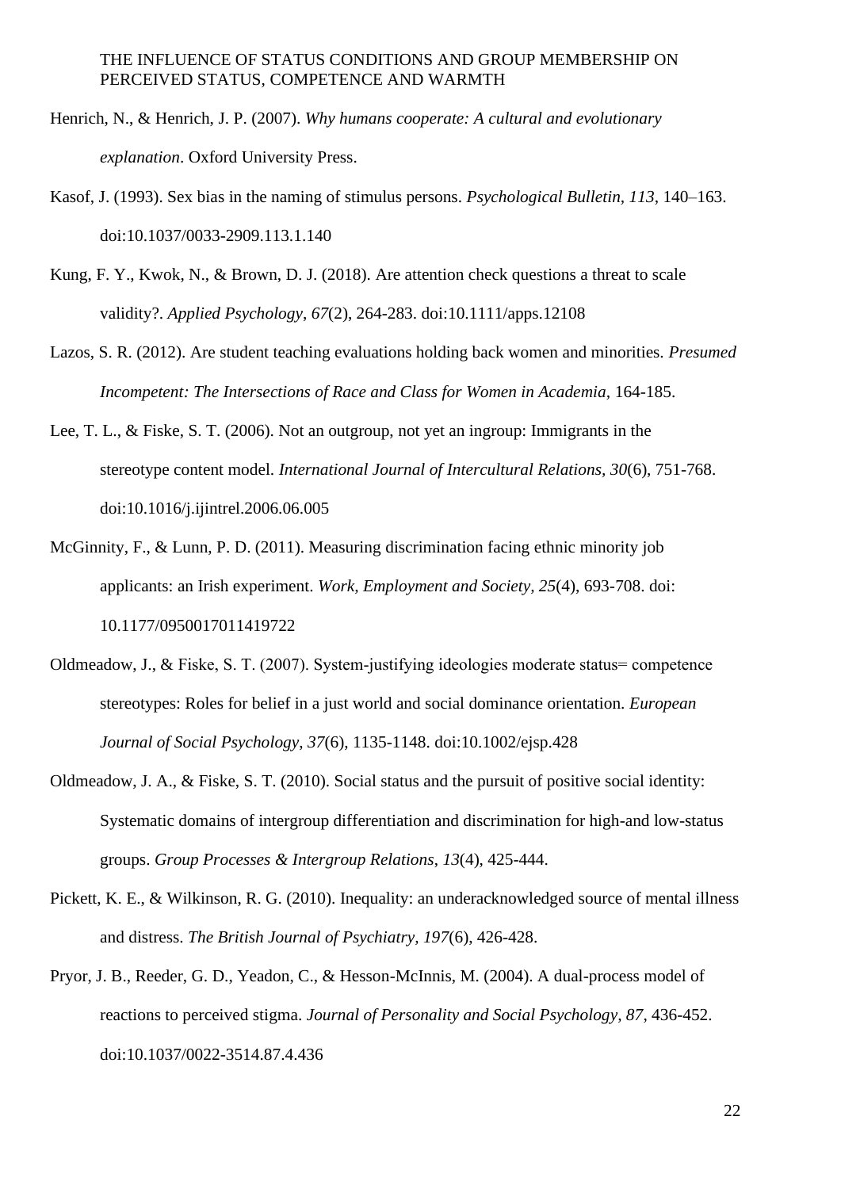Henrich, N., & Henrich, J. P. (2007). *Why humans cooperate: A cultural and evolutionary explanation*. Oxford University Press.

Kasof, J. (1993). Sex bias in the naming of stimulus persons. *Psychological Bulletin, 113*, 140–163. doi:10.1037/0033-2909.113.1.140

Kung, F. Y., Kwok, N., & Brown, D. J. (2018). Are attention check questions a threat to scale validity?. *Applied Psychology*, *67*(2), 264-283. doi:10.1111/apps.12108

Lazos, S. R. (2012). Are student teaching evaluations holding back women and minorities. *Presumed Incompetent: The Intersections of Race and Class for Women in Academia,* 164-185.

Lee, T. L., & Fiske, S. T. (2006). Not an outgroup, not yet an ingroup: Immigrants in the stereotype content model. *International Journal of Intercultural Relations, 30*(6), 751-768. doi:10.1016/j.ijintrel.2006.06.005

McGinnity, F., & Lunn, P. D. (2011). Measuring discrimination facing ethnic minority job applicants: an Irish experiment. *Work, Employment and Society*, *25*(4), 693-708. doi: 10.1177/0950017011419722

Oldmeadow, J., & Fiske, S. T. (2007). System-justifying ideologies moderate status= competence stereotypes: Roles for belief in a just world and social dominance orientation. *European Journal of Social Psychology*, *37*(6), 1135-1148. doi:10.1002/ejsp.428

Oldmeadow, J. A., & Fiske, S. T. (2010). Social status and the pursuit of positive social identity: Systematic domains of intergroup differentiation and discrimination for high-and low-status groups. *Group Processes & Intergroup Relations*, *13*(4), 425-444.

Pickett, K. E., & Wilkinson, R. G. (2010). Inequality: an underacknowledged source of mental illness and distress. *The British Journal of Psychiatry, 197*(6), 426-428.

Pryor, J. B., Reeder, G. D., Yeadon, C., & Hesson-McInnis, M. (2004). A dual-process model of reactions to perceived stigma. *Journal of Personality and Social Psychology, 87*, 436-452. doi:10.1037/0022-3514.87.4.436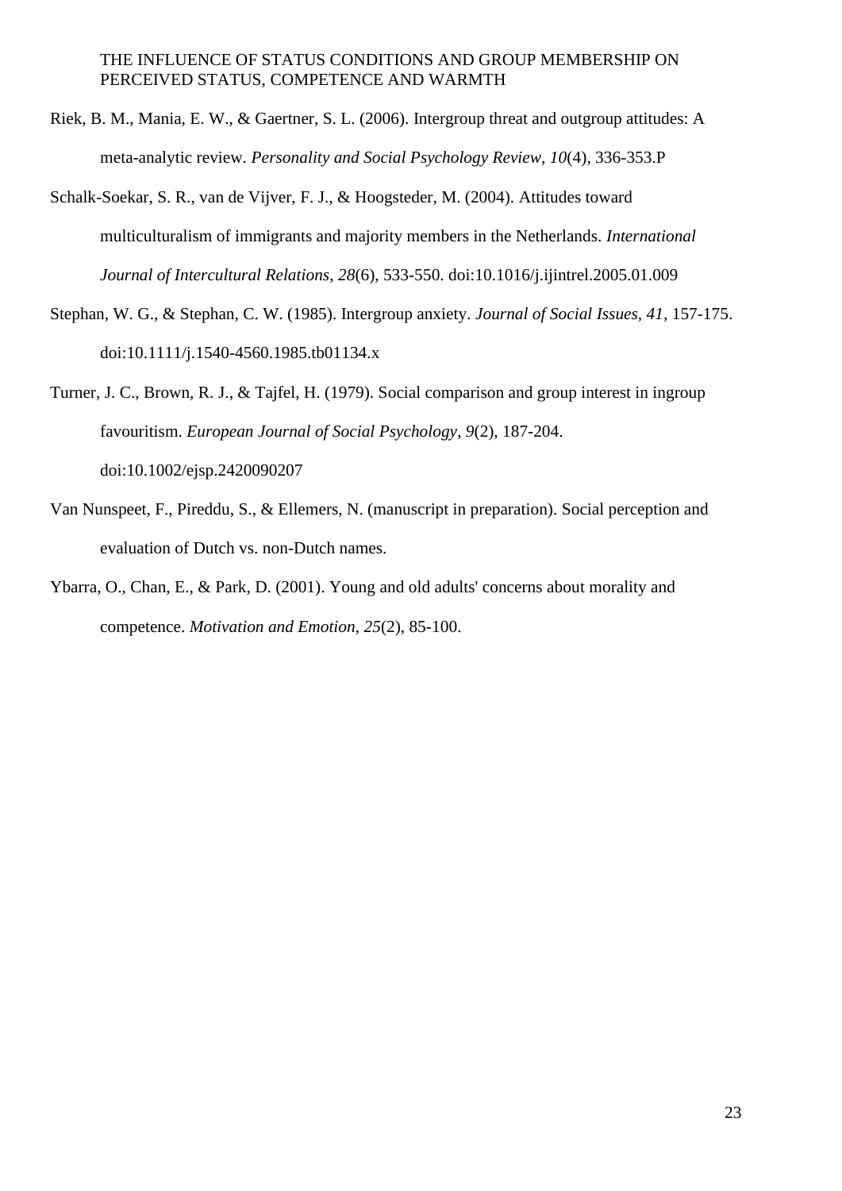Riek, B. M., Mania, E. W., & Gaertner, S. L. (2006). Intergroup threat and outgroup attitudes: A meta-analytic review. *Personality and Social Psychology Review*, *10*(4), 336-353.P

Schalk-Soekar, S. R., van de Vijver, F. J., & Hoogsteder, M. (2004). Attitudes toward multiculturalism of immigrants and majority members in the Netherlands. *International Journal of Intercultural Relations*, *28*(6), 533-550. doi:10.1016/j.ijintrel.2005.01.009

Stephan, W. G., & Stephan, C. W. (1985). Intergroup anxiety. *Journal of Social Issues, 41*, 157-175. doi:10.1111/j.1540-4560.1985.tb01134.x

Turner, J. C., Brown, R. J., & Tajfel, H. (1979). Social comparison and group interest in ingroup favouritism. *European Journal of Social Psychology*, *9*(2), 187-204. doi:10.1002/ejsp.2420090207

Van Nunspeet, F., Pireddu, S., & Ellemers, N. (manuscript in preparation). Social perception and evaluation of Dutch vs. non-Dutch names.

Ybarra, O., Chan, E., & Park, D. (2001). Young and old adults' concerns about morality and competence. *Motivation and Emotion*, *25*(2), 85-100.